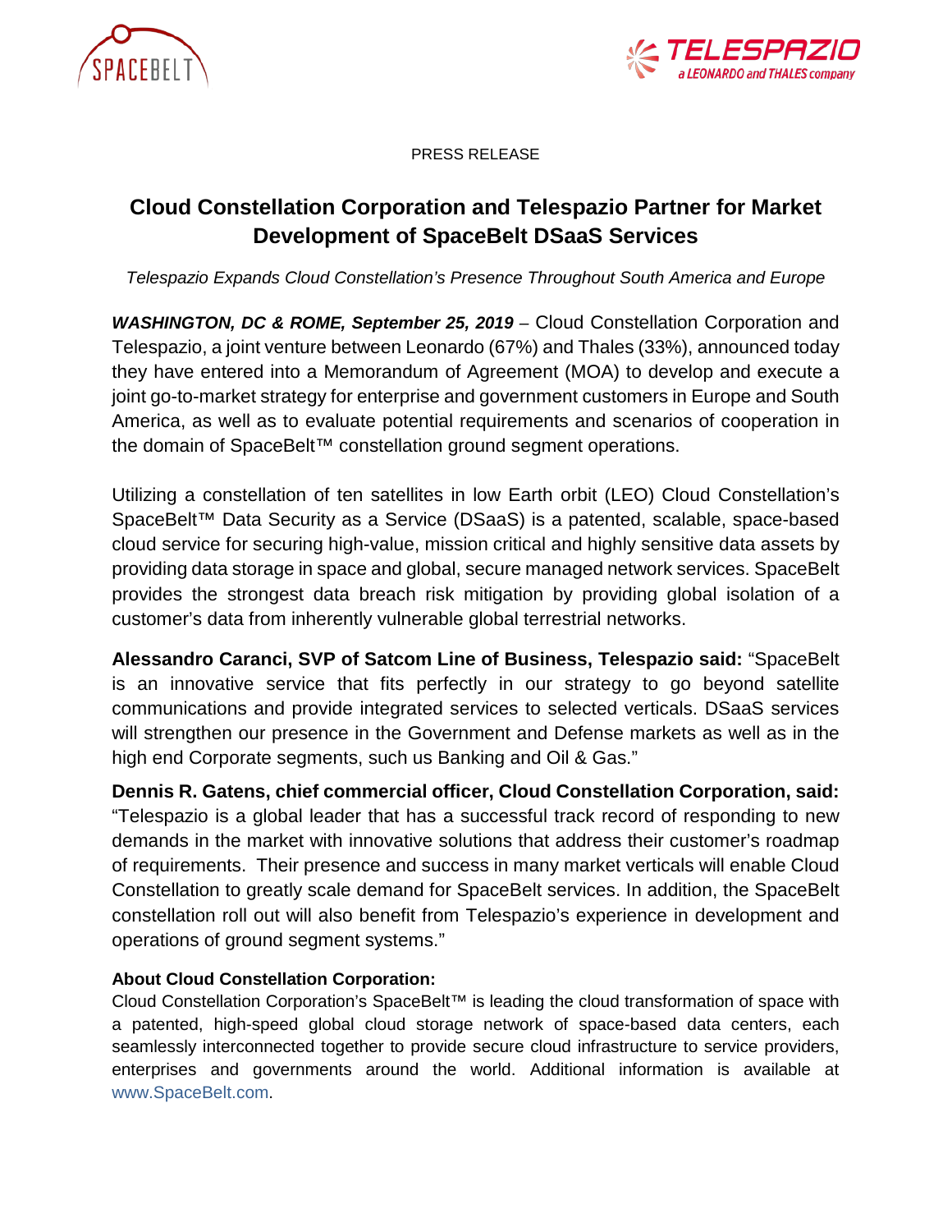PRESS RELEASE

# Cloud Constellation Corporation and Telespazio Partner for Market Development of SpaceBelt DSaaS Services

*Telespazio Expands Cloud Constellation's Presence Throughout South America and Europe*

***WASHINGTON, DC & ROME, September 25, 2019*** – Cloud Constellation Corporation and Telespazio, a joint venture between Leonardo (67%) and Thales (33%), announced today they have entered into a Memorandum of Agreement (MOA) to develop and execute a joint go-to-market strategy for enterprise and government customers in Europe and South America, as well as to evaluate potential requirements and scenarios of cooperation in the domain of SpaceBelt™ constellation ground segment operations.

Utilizing a constellation of ten satellites in low Earth orbit (LEO) Cloud Constellation's SpaceBelt™ Data Security as a Service (DSaaS) is a patented, scalable, space-based cloud service for securing high-value, mission critical and highly sensitive data assets by providing data storage in space and global, secure managed network services. SpaceBelt provides the strongest data breach risk mitigation by providing global isolation of a customer's data from inherently vulnerable global terrestrial networks.

**Alessandro Caranci, SVP of Satcom Line of Business, Telespazio said:** "SpaceBelt is an innovative service that fits perfectly in our strategy to go beyond satellite communications and provide integrated services to selected verticals. DSaaS services will strengthen our presence in the Government and Defense markets as well as in the high end Corporate segments, such us Banking and Oil & Gas."

**Dennis R. Gatens, chief commercial officer, Cloud Constellation Corporation, said:** "Telespazio is a global leader that has a successful track record of responding to new demands in the market with innovative solutions that address their customer's roadmap of requirements. Their presence and success in many market verticals will enable Cloud Constellation to greatly scale demand for SpaceBelt services. In addition, the SpaceBelt constellation roll out will also benefit from Telespazio's experience in development and operations of ground segment systems."

**About Cloud Constellation Corporation:**

Cloud Constellation Corporation's SpaceBelt™ is leading the cloud transformation of space with a patented, high-speed global cloud storage network of space-based data centers, each seamlessly interconnected together to provide secure cloud infrastructure to service providers, enterprises and governments around the world. Additional information is available at www.SpaceBelt.com.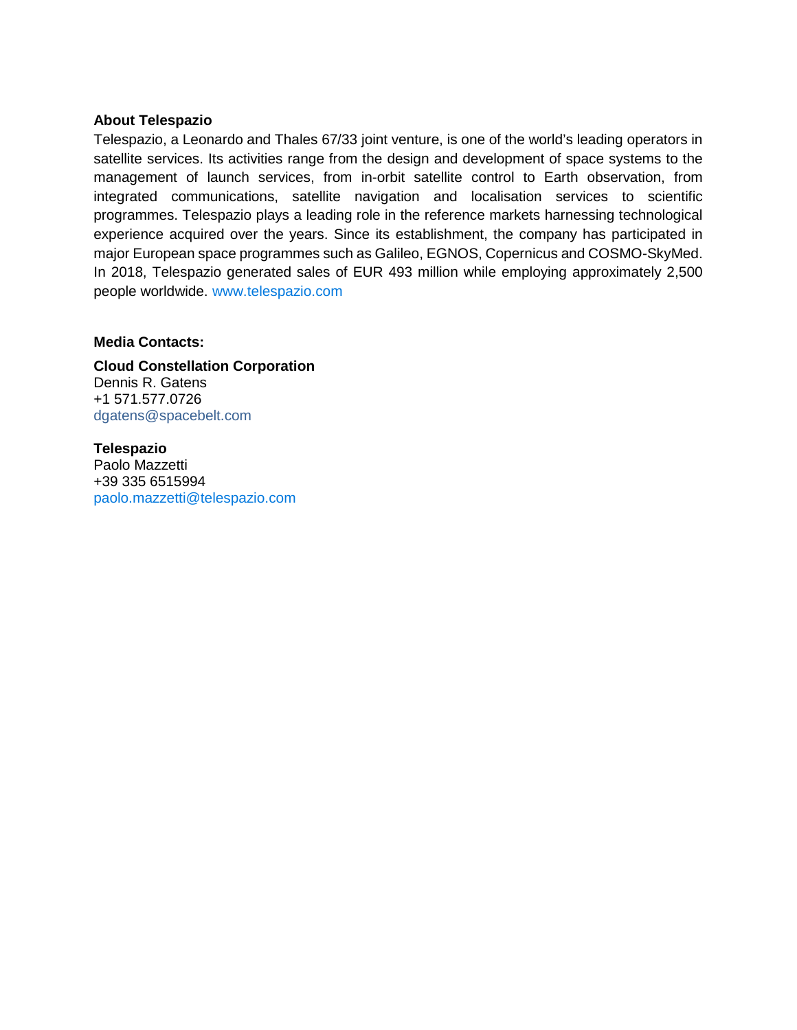**About Telespazio**

Telespazio, a Leonardo and Thales 67/33 joint venture, is one of the world's leading operators in satellite services. Its activities range from the design and development of space systems to the management of launch services, from in-orbit satellite control to Earth observation, from integrated communications, satellite navigation and localisation services to scientific programmes. Telespazio plays a leading role in the reference markets harnessing technological experience acquired over the years. Since its establishment, the company has participated in major European space programmes such as Galileo, EGNOS, Copernicus and COSMO-SkyMed. In 2018, Telespazio generated sales of EUR 493 million while employing approximately 2,500 people worldwide. www.telespazio.com

**Media Contacts:**

**Cloud Constellation Corporation**
Dennis R. Gatens
+1 571.577.0726
dgatens@spacebelt.com

**Telespazio**
Paolo Mazzetti
+39 335 6515994
paolo.mazzetti@telespazio.com